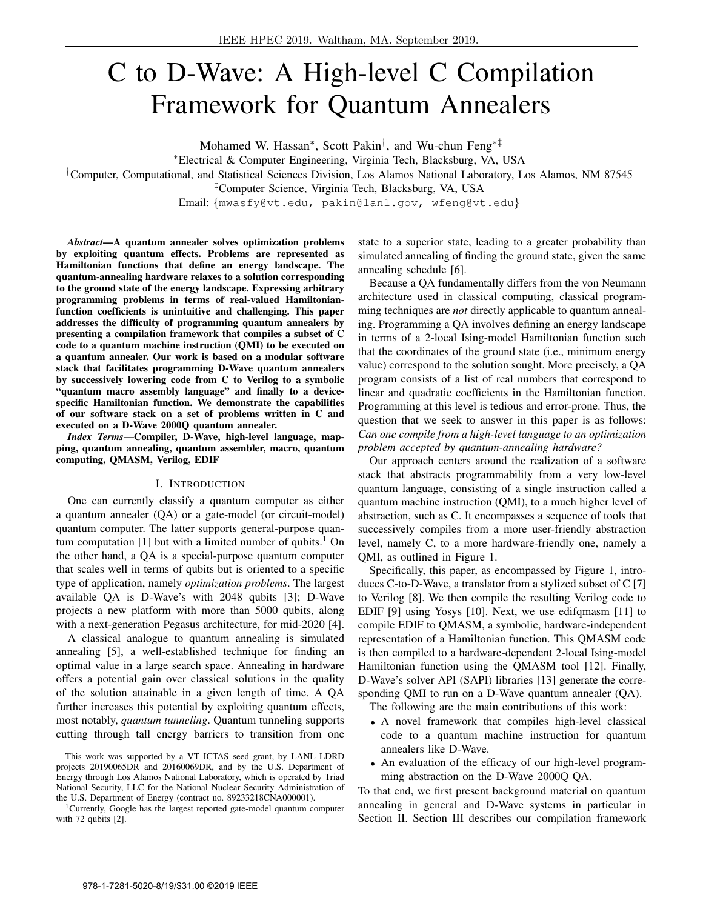# C to D-Wave: A High-level C Compilation Framework for Quantum Annealers

Mohamed W. Hassan[*], Scott Pakin[†], and Wu-chun Feng[*‡]

[*]Electrical & Computer Engineering, Virginia Tech, Blacksburg, VA, USA

[†]Computer, Computational, and Statistical Sciences Division, Los Alamos National Laboratory, Los Alamos, NM 87545

[‡]Computer Science, Virginia Tech, Blacksburg, VA, USA

Email: {mwasfy@vt.edu, pakin@lanl.gov, wfeng@vt.edu}

***Abstract*—A quantum annealer solves optimization problems by exploiting quantum effects. Problems are represented as Hamiltonian functions that define an energy landscape. The quantum-annealing hardware relaxes to a solution corresponding to the ground state of the energy landscape. Expressing arbitrary programming problems in terms of real-valued Hamiltonian-function coefficients is unintuitive and challenging. This paper addresses the difficulty of programming quantum annealers by presenting a compilation framework that compiles a subset of C code to a quantum machine instruction (QMI) to be executed on a quantum annealer. Our work is based on a modular software stack that facilitates programming D-Wave quantum annealers by successively lowering code from C to Verilog to a symbolic "quantum macro assembly language" and finally to a device-specific Hamiltonian function. We demonstrate the capabilities of our software stack on a set of problems written in C and executed on a D-Wave 2000Q quantum annealer.**

***Index Terms*—Compiler, D-Wave, high-level language, mapping, quantum annealing, quantum assembler, macro, quantum computing, QMASM, Verilog, EDIF**

## I. Introduction

One can currently classify a quantum computer as either a quantum annealer (QA) or a gate-model (or circuit-model) quantum computer. The latter supports general-purpose quantum computation [1] but with a limited number of qubits.[1] On the other hand, a QA is a special-purpose quantum computer that scales well in terms of qubits but is oriented to a specific type of application, namely *optimization problems*. The largest available QA is D-Wave's with 2048 qubits [3]; D-Wave projects a new platform with more than 5000 qubits, along with a next-generation Pegasus architecture, for mid-2020 [4].

A classical analogue to quantum annealing is simulated annealing [5], a well-established technique for finding an optimal value in a large search space. Annealing in hardware offers a potential gain over classical solutions in the quality of the solution attainable in a given length of time. A QA further increases this potential by exploiting quantum effects, most notably, *quantum tunneling*. Quantum tunneling supports cutting through tall energy barriers to transition from one state to a superior state, leading to a greater probability than simulated annealing of finding the ground state, given the same annealing schedule [6].

Because a QA fundamentally differs from the von Neumann architecture used in classical computing, classical programming techniques are *not* directly applicable to quantum annealing. Programming a QA involves defining an energy landscape in terms of a 2-local Ising-model Hamiltonian function such that the coordinates of the ground state (i.e., minimum energy value) correspond to the solution sought. More precisely, a QA program consists of a list of real numbers that correspond to linear and quadratic coefficients in the Hamiltonian function. Programming at this level is tedious and error-prone. Thus, the question that we seek to answer in this paper is as follows: *Can one compile from a high-level language to an optimization problem accepted by quantum-annealing hardware?*

Our approach centers around the realization of a software stack that abstracts programmability from a very low-level quantum language, consisting of a single instruction called a quantum machine instruction (QMI), to a much higher level of abstraction, such as C. It encompasses a sequence of tools that successively compiles from a more user-friendly abstraction level, namely C, to a more hardware-friendly one, namely a QMI, as outlined in Figure 1.

Specifically, this paper, as encompassed by Figure 1, introduces C-to-D-Wave, a translator from a stylized subset of C [7] to Verilog [8]. We then compile the resulting Verilog code to EDIF [9] using Yosys [10]. Next, we use edifqmasm [11] to compile EDIF to QMASM, a symbolic, hardware-independent representation of a Hamiltonian function. This QMASM code is then compiled to a hardware-dependent 2-local Ising-model Hamiltonian function using the QMASM tool [12]. Finally, D-Wave's solver API (SAPI) libraries [13] generate the corresponding QMI to run on a D-Wave quantum annealer (QA).

The following are the main contributions of this work:

- A novel framework that compiles high-level classical code to a quantum machine instruction for quantum annealers like D-Wave.
- An evaluation of the efficacy of our high-level programming abstraction on the D-Wave 2000Q QA.

To that end, we first present background material on quantum annealing in general and D-Wave systems in particular in Section II. Section III describes our compilation framework

This work was supported by a VT ICTAS seed grant, by LANL LDRD projects 20190065DR and 20160069DR, and by the U.S. Department of Energy through Los Alamos National Laboratory, which is operated by Triad National Security, LLC for the National Nuclear Security Administration of the U.S. Department of Energy (contract no. 89233218CNA000001).

[1]Currently, Google has the largest reported gate-model quantum computer with 72 qubits [2].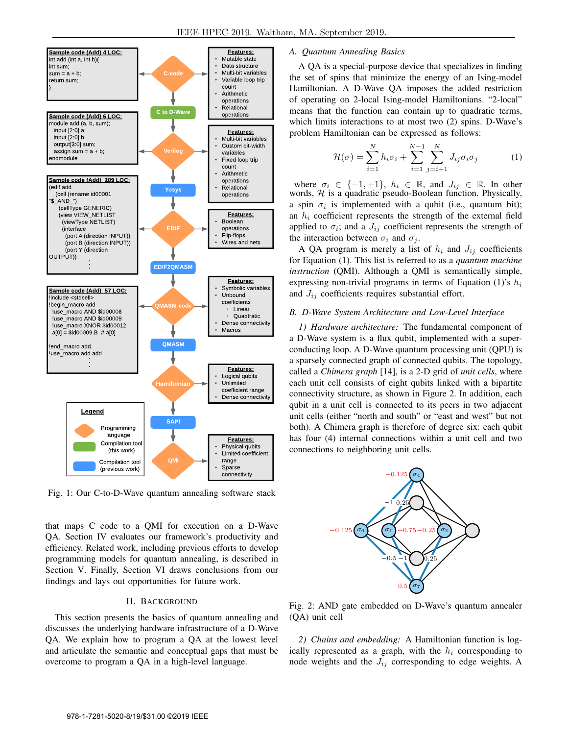Fig. 1: Our C-to-D-Wave quantum annealing software stack

that maps C code to a QMI for execution on a D-Wave QA. Section IV evaluates our framework's productivity and efficiency. Related work, including previous efforts to develop programming models for quantum annealing, is described in Section V. Finally, Section VI draws conclusions from our findings and lays out opportunities for future work.

## II. Background

This section presents the basics of quantum annealing and discusses the underlying hardware infrastructure of a D-Wave QA. We explain how to program a QA at the lowest level and articulate the semantic and conceptual gaps that must be overcome to program a QA in a high-level language.

### A. Quantum Annealing Basics

A QA is a special-purpose device that specializes in finding the set of spins that minimize the energy of an Ising-model Hamiltonian. A D-Wave QA imposes the added restriction of operating on 2-local Ising-model Hamiltonians. "2-local" means that the function can contain up to quadratic terms, which limits interactions to at most two (2) spins. D-Wave's problem Hamiltonian can be expressed as follows:

$$\mathcal{H}(\sigma) = \sum_{i=1}^{N} h_i \sigma_i + \sum_{i=1}^{N-1} \sum_{j=i+1}^{N} J_{ij} \sigma_i \sigma_j \tag{1}$$

where $\sigma_i \in \{-1, +1\}$, $h_i \in \mathbb{R}$, and $J_{ij} \in \mathbb{R}$. In other words, $\mathcal{H}$ is a quadratic pseudo-Boolean function. Physically, a spin $\sigma_i$ is implemented with a qubit (i.e., quantum bit); an $h_i$ coefficient represents the strength of the external field applied to $\sigma_i$; and a $J_{ij}$ coefficient represents the strength of the interaction between $\sigma_i$ and $\sigma_j$.

A QA program is merely a list of $h_i$ and $J_{ij}$ coefficients for Equation (1). This list is referred to as a *quantum machine instruction* (QMI). Although a QMI is semantically simple, expressing non-trivial programs in terms of Equation (1)'s $h_i$ and $J_{ij}$ coefficients requires substantial effort.

### B. D-Wave System Architecture and Low-Level Interface

*1) Hardware architecture:* The fundamental component of a D-Wave system is a flux qubit, implemented with a superconducting loop. A D-Wave quantum processing unit (QPU) is a sparsely connected graph of connected qubits. The topology, called a *Chimera graph* [14], is a 2-D grid of *unit cells*, where each unit cell consists of eight qubits linked with a bipartite connectivity structure, as shown in Figure 2. In addition, each qubit in a unit cell is connected to its peers in two adjacent unit cells (either "north and south" or "east and west" but not both). A Chimera graph is therefore of degree six: each qubit has four (4) internal connections within a unit cell and two connections to neighboring unit cells.

Fig. 2: AND gate embedded on D-Wave's quantum annealer (QA) unit cell

*2) Chains and embedding:* A Hamiltonian function is logically represented as a graph, with the $h_i$ corresponding to node weights and the $J_{ij}$ corresponding to edge weights. A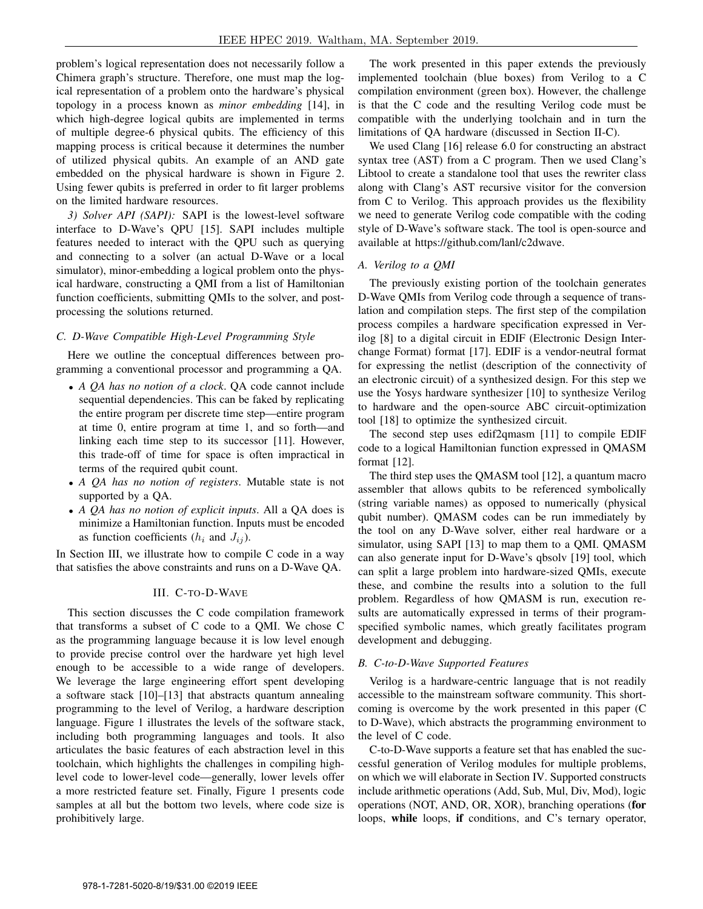problem's logical representation does not necessarily follow a Chimera graph's structure. Therefore, one must map the logical representation of a problem onto the hardware's physical topology in a process known as *minor embedding* [14], in which high-degree logical qubits are implemented in terms of multiple degree-6 physical qubits. The efficiency of this mapping process is critical because it determines the number of utilized physical qubits. An example of an AND gate embedded on the physical hardware is shown in Figure 2. Using fewer qubits is preferred in order to fit larger problems on the limited hardware resources.

*3) Solver API (SAPI):* SAPI is the lowest-level software interface to D-Wave's QPU [15]. SAPI includes multiple features needed to interact with the QPU such as querying and connecting to a solver (an actual D-Wave or a local simulator), minor-embedding a logical problem onto the physical hardware, constructing a QMI from a list of Hamiltonian function coefficients, submitting QMIs to the solver, and post-processing the solutions returned.

### C. D-Wave Compatible High-Level Programming Style

Here we outline the conceptual differences between programming a conventional processor and programming a QA.

- *A QA has no notion of a clock*. QA code cannot include sequential dependencies. This can be faked by replicating the entire program per discrete time step—entire program at time 0, entire program at time 1, and so forth—and linking each time step to its successor [11]. However, this trade-off of time for space is often impractical in terms of the required qubit count.
- *A QA has no notion of registers*. Mutable state is not supported by a QA.
- *A QA has no notion of explicit inputs*. All a QA does is minimize a Hamiltonian function. Inputs must be encoded as function coefficients ($h_i$ and $J_{ij}$).

In Section III, we illustrate how to compile C code in a way that satisfies the above constraints and runs on a D-Wave QA.

## III. C-to-D-Wave

This section discusses the C code compilation framework that transforms a subset of C code to a QMI. We chose C as the programming language because it is low level enough to provide precise control over the hardware yet high level enough to be accessible to a wide range of developers. We leverage the large engineering effort spent developing a software stack [10]–[13] that abstracts quantum annealing programming to the level of Verilog, a hardware description language. Figure 1 illustrates the levels of the software stack, including both programming languages and tools. It also articulates the basic features of each abstraction level in this toolchain, which highlights the challenges in compiling high-level code to lower-level code—generally, lower levels offer a more restricted feature set. Finally, Figure 1 presents code samples at all but the bottom two levels, where code size is prohibitively large.

The work presented in this paper extends the previously implemented toolchain (blue boxes) from Verilog to a C compilation environment (green box). However, the challenge is that the C code and the resulting Verilog code must be compatible with the underlying toolchain and in turn the limitations of QA hardware (discussed in Section II-C).

We used Clang [16] release 6.0 for constructing an abstract syntax tree (AST) from a C program. Then we used Clang's Libtool to create a standalone tool that uses the rewriter class along with Clang's AST recursive visitor for the conversion from C to Verilog. This approach provides us the flexibility we need to generate Verilog code compatible with the coding style of D-Wave's software stack. The tool is open-source and available at https://github.com/lanl/c2dwave.

### A. Verilog to a QMI

The previously existing portion of the toolchain generates D-Wave QMIs from Verilog code through a sequence of translation and compilation steps. The first step of the compilation process compiles a hardware specification expressed in Verilog [8] to a digital circuit in EDIF (Electronic Design Interchange Format) format [17]. EDIF is a vendor-neutral format for expressing the netlist (description of the connectivity of an electronic circuit) of a synthesized design. For this step we use the Yosys hardware synthesizer [10] to synthesize Verilog to hardware and the open-source ABC circuit-optimization tool [18] to optimize the synthesized circuit.

The second step uses edif2qmasm [11] to compile EDIF code to a logical Hamiltonian function expressed in QMASM format [12].

The third step uses the QMASM tool [12], a quantum macro assembler that allows qubits to be referenced symbolically (string variable names) as opposed to numerically (physical qubit number). QMASM codes can be run immediately by the tool on any D-Wave solver, either real hardware or a simulator, using SAPI [13] to map them to a QMI. QMASM can also generate input for D-Wave's qbsolv [19] tool, which can split a large problem into hardware-sized QMIs, execute these, and combine the results into a solution to the full problem. Regardless of how QMASM is run, execution results are automatically expressed in terms of their program-specified symbolic names, which greatly facilitates program development and debugging.

### B. C-to-D-Wave Supported Features

Verilog is a hardware-centric language that is not readily accessible to the mainstream software community. This shortcoming is overcome by the work presented in this paper (C to D-Wave), which abstracts the programming environment to the level of C code.

C-to-D-Wave supports a feature set that has enabled the successful generation of Verilog modules for multiple problems, on which we will elaborate in Section IV. Supported constructs include arithmetic operations (Add, Sub, Mul, Div, Mod), logic operations (NOT, AND, OR, XOR), branching operations (**for** loops, **while** loops, **if** conditions, and C's ternary operator,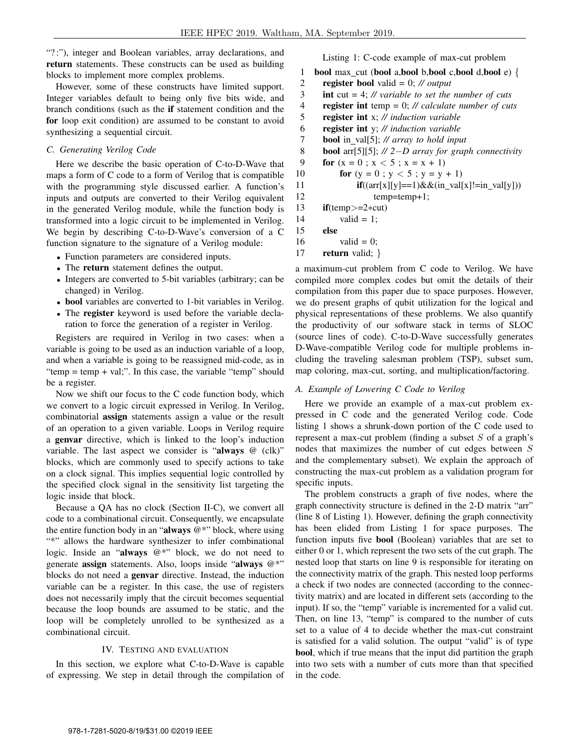"?:"), integer and Boolean variables, array declarations, and **return** statements. These constructs can be used as building blocks to implement more complex problems.

However, some of these constructs have limited support. Integer variables default to being only five bits wide, and branch conditions (such as the **if** statement condition and the **for** loop exit condition) are assumed to be constant to avoid synthesizing a sequential circuit.

### C. Generating Verilog Code

Here we describe the basic operation of C-to-D-Wave that maps a form of C code to a form of Verilog that is compatible with the programming style discussed earlier. A function's inputs and outputs are converted to their Verilog equivalent in the generated Verilog module, while the function body is transformed into a logic circuit to be implemented in Verilog. We begin by describing C-to-D-Wave's conversion of a C function signature to the signature of a Verilog module:

- Function parameters are considered inputs.
- The **return** statement defines the output.
- Integers are converted to 5-bit variables (arbitrary; can be changed) in Verilog.
- **bool** variables are converted to 1-bit variables in Verilog.
- The **register** keyword is used before the variable declaration to force the generation of a register in Verilog.

Registers are required in Verilog in two cases: when a variable is going to be used as an induction variable of a loop, and when a variable is going to be reassigned mid-code, as in "temp = temp + val;". In this case, the variable "temp" should be a register.

Now we shift our focus to the C code function body, which we convert to a logic circuit expressed in Verilog. In Verilog, combinatorial **assign** statements assign a value or the result of an operation to a given variable. Loops in Verilog require a **genvar** directive, which is linked to the loop's induction variable. The last aspect we consider is "**always** @ (clk)" blocks, which are commonly used to specify actions to take on a clock signal. This implies sequential logic controlled by the specified clock signal in the sensitivity list targeting the logic inside that block.

Because a QA has no clock (Section II-C), we convert all code to a combinational circuit. Consequently, we encapsulate the entire function body in an "**always** @*" block, where using "*" allows the hardware synthesizer to infer combinational logic. Inside an "**always** @*" block, we do not need to generate **assign** statements. Also, loops inside "**always** @*" blocks do not need a **genvar** directive. Instead, the induction variable can be a register. In this case, the use of registers does not necessarily imply that the circuit becomes sequential because the loop bounds are assumed to be static, and the loop will be completely unrolled to be synthesized as a combinational circuit.

## IV. Testing and evaluation

In this section, we explore what C-to-D-Wave is capable of expressing. We step in detail through the compilation of a maximum-cut problem from C code to Verilog. We have compiled more complex codes but omit the details of their compilation from this paper due to space purposes. However, we do present graphs of qubit utilization for the logical and physical representations of these problems. We also quantify the productivity of our software stack in terms of SLOC (source lines of code). C-to-D-Wave successfully generates D-Wave-compatible Verilog code for multiple problems including the traveling salesman problem (TSP), subset sum, map coloring, max-cut, sorting, and multiplication/factoring.

Listing 1: C-code example of max-cut problem

```
1  bool max_cut (bool a,bool b,bool c,bool d,bool e) {
2    register bool valid = 0; // output
3    int cut = 4; // variable to set the number of cuts
4    register int temp = 0; // calculate number of cuts
5    register int x; // induction variable
6    register int y; // induction variable
7    bool in_val[5]; // array to hold input
8    bool arr[5][5]; // 2-D array for graph connectivity
9    for (x = 0 ; x < 5 ; x = x + 1)
10     for (y = 0 ; y < 5 ; y = y + 1)
11       if((arr[x][y]==1)&&(in_val[x]!=in_val[y]))
12         temp=temp+1;
13   if(temp>=2*cut)
14     valid = 1;
15   else
16     valid = 0;
17   return valid; }
```

### A. Example of Lowering C Code to Verilog

Here we provide an example of a max-cut problem expressed in C code and the generated Verilog code. Code listing 1 shows a shrunk-down portion of the C code used to represent a max-cut problem (finding a subset $S$ of a graph's nodes that maximizes the number of cut edges between $S$ and the complementary subset). We explain the approach of constructing the max-cut problem as a validation program for specific inputs.

The problem constructs a graph of five nodes, where the graph connectivity structure is defined in the 2-D matrix "arr" (line 8 of Listing 1). However, defining the graph connectivity has been elided from Listing 1 for space purposes. The function inputs five **bool** (Boolean) variables that are set to either 0 or 1, which represent the two sets of the cut graph. The nested loop that starts on line 9 is responsible for iterating on the connectivity matrix of the graph. This nested loop performs a check if two nodes are connected (according to the connectivity matrix) and are located in different sets (according to the input). If so, the "temp" variable is incremented for a valid cut. Then, on line 13, "temp" is compared to the number of cuts set to a value of 4 to decide whether the max-cut constraint is satisfied for a valid solution. The output "valid" is of type **bool**, which if true means that the input did partition the graph into two sets with a number of cuts more than that specified in the code.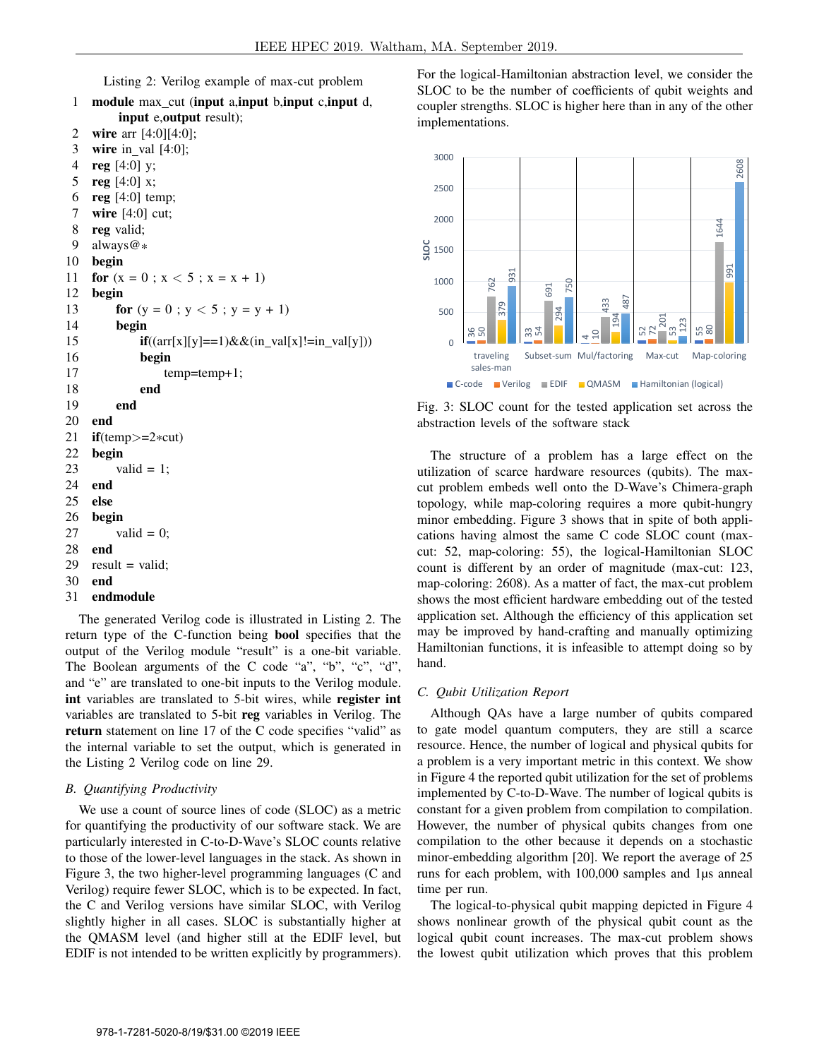Listing 2: Verilog example of max-cut problem

```
1  module max_cut (input a,input b,input c,input d,
       input e,output result);
2  wire arr [4:0][4:0];
3  wire in_val [4:0];
4  reg [4:0] y;
5  reg [4:0] x;
6  reg [4:0] temp;
7  wire [4:0] cut;
8  reg valid;
9  always@*
10 begin
11 for (x = 0 ; x < 5 ; x = x + 1)
12 begin
13     for (y = 0 ; y < 5 ; y = y + 1)
14     begin
15         if((arr[x][y]==1)&&(in_val[x]!=in_val[y]))
16         begin
17             temp=temp+1;
18         end
19     end
20 end
21 if(temp>=2*cut)
22 begin
23     valid = 1;
24 end
25 else
26 begin
27     valid = 0;
28 end
29 result = valid;
30 end
31 endmodule
```

The generated Verilog code is illustrated in Listing 2. The return type of the C-function being **bool** specifies that the output of the Verilog module "result" is a one-bit variable. The Boolean arguments of the C code "a", "b", "c", "d", and "e" are translated to one-bit inputs to the Verilog module. **int** variables are translated to 5-bit wires, while **register int** variables are translated to 5-bit **reg** variables in Verilog. The **return** statement on line 17 of the C code specifies "valid" as the internal variable to set the output, which is generated in the Listing 2 Verilog code on line 29.

### *B. Quantifying Productivity*

We use a count of source lines of code (SLOC) as a metric for quantifying the productivity of our software stack. We are particularly interested in C-to-D-Wave's SLOC counts relative to those of the lower-level languages in the stack. As shown in Figure 3, the two higher-level programming languages (C and Verilog) require fewer SLOC, which is to be expected. In fact, the C and Verilog versions have similar SLOC, with Verilog slightly higher in all cases. SLOC is substantially higher at the QMASM level (and higher still at the EDIF level, but EDIF is not intended to be written explicitly by programmers). For the logical-Hamiltonian abstraction level, we consider the SLOC to be the number of coefficients of qubit weights and coupler strengths. SLOC is higher here than in any of the other implementations.

| | C-code | Verilog | EDIF | QMASM | Hamiltonian (logical) |
|---|---|---|---|---|---|
| traveling sales-man | 36 | 50 | 762 | 379 | 931 |
| Subset-sum | 33 | 54 | 691 | 294 | 750 |
| Mul/factoring | 4 | 10 | 433 | 194 | 487 |
| Max-cut | 52 | 72 | 201 | 53 | 123 |
| Map-coloring | 55 | 80 | 1644 | 991 | 2608 |

Fig. 3: SLOC count for the tested application set across the abstraction levels of the software stack

The structure of a problem has a large effect on the utilization of scarce hardware resources (qubits). The max-cut problem embeds well onto the D-Wave's Chimera-graph topology, while map-coloring requires a more qubit-hungry minor embedding. Figure 3 shows that in spite of both applications having almost the same C code SLOC count (max-cut: 52, map-coloring: 55), the logical-Hamiltonian SLOC count is different by an order of magnitude (max-cut: 123, map-coloring: 2608). As a matter of fact, the max-cut problem shows the most efficient hardware embedding out of the tested application set. Although the efficiency of this application set may be improved by hand-crafting and manually optimizing Hamiltonian functions, it is infeasible to attempt doing so by hand.

### *C. Qubit Utilization Report*

Although QAs have a large number of qubits compared to gate model quantum computers, they are still a scarce resource. Hence, the number of logical and physical qubits for a problem is a very important metric in this context. We show in Figure 4 the reported qubit utilization for the set of problems implemented by C-to-D-Wave. The number of logical qubits is constant for a given problem from compilation to compilation. However, the number of physical qubits changes from one compilation to the other because it depends on a stochastic minor-embedding algorithm [20]. We report the average of 25 runs for each problem, with 100,000 samples and 1µs anneal time per run.

The logical-to-physical qubit mapping depicted in Figure 4 shows nonlinear growth of the physical qubit count as the logical qubit count increases. The max-cut problem shows the lowest qubit utilization which proves that this problem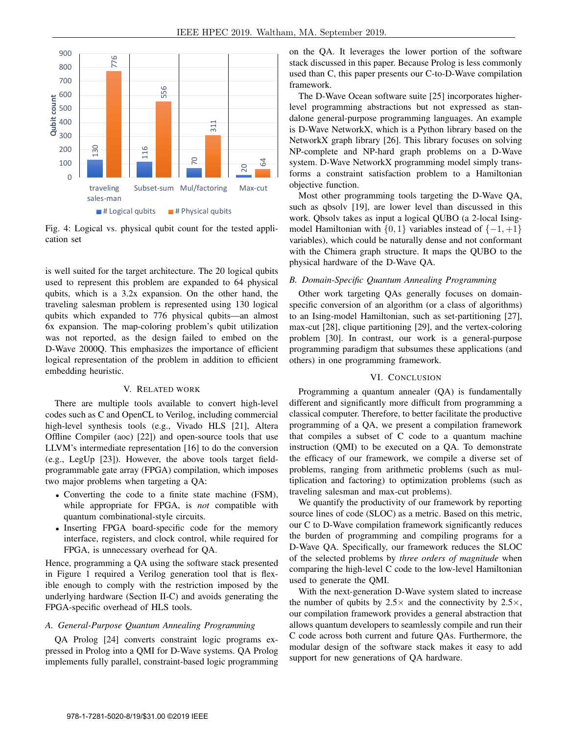Fig. 4: Logical vs. physical qubit count for the tested application set

is well suited for the target architecture. The 20 logical qubits used to represent this problem are expanded to 64 physical qubits, which is a 3.2x expansion. On the other hand, the traveling salesman problem is represented using 130 logical qubits which expanded to 776 physical qubits—an almost 6x expansion. The map-coloring problem's qubit utilization was not reported, as the design failed to embed on the D-Wave 2000Q. This emphasizes the importance of efficient logical representation of the problem in addition to efficient embedding heuristic.

## V. Related Work

There are multiple tools available to convert high-level codes such as C and OpenCL to Verilog, including commercial high-level synthesis tools (e.g., Vivado HLS [21], Altera Offline Compiler (aoc) [22]) and open-source tools that use LLVM's intermediate representation [16] to do the conversion (e.g., LegUp [23]). However, the above tools target field-programmable gate array (FPGA) compilation, which imposes two major problems when targeting a QA:

- Converting the code to a finite state machine (FSM), while appropriate for FPGA, is *not* compatible with quantum combinational-style circuits.
- Inserting FPGA board-specific code for the memory interface, registers, and clock control, while required for FPGA, is unnecessary overhead for QA.

Hence, programming a QA using the software stack presented in Figure 1 required a Verilog generation tool that is flexible enough to comply with the restriction imposed by the underlying hardware (Section II-C) and avoids generating the FPGA-specific overhead of HLS tools.

### A. General-Purpose Quantum Annealing Programming

QA Prolog [24] converts constraint logic programs expressed in Prolog into a QMI for D-Wave systems. QA Prolog implements fully parallel, constraint-based logic programming on the QA. It leverages the lower portion of the software stack discussed in this paper. Because Prolog is less commonly used than C, this paper presents our C-to-D-Wave compilation framework.

The D-Wave Ocean software suite [25] incorporates higher-level programming abstractions but not expressed as standalone general-purpose programming languages. An example is D-Wave NetworkX, which is a Python library based on the NetworkX graph library [26]. This library focuses on solving NP-complete and NP-hard graph problems on a D-Wave system. D-Wave NetworkX programming model simply transforms a constraint satisfaction problem to a Hamiltonian objective function.

Most other programming tools targeting the D-Wave QA, such as qbsolv [19], are lower level than discussed in this work. Qbsolv takes as input a logical QUBO (a 2-local Ising-model Hamiltonian with $\{0, 1\}$ variables instead of $\{-1, +1\}$ variables), which could be naturally dense and not conformant with the Chimera graph structure. It maps the QUBO to the physical hardware of the D-Wave QA.

### B. Domain-Specific Quantum Annealing Programming

Other work targeting QAs generally focuses on domain-specific conversion of an algorithm (or a class of algorithms) to an Ising-model Hamiltonian, such as set-partitioning [27], max-cut [28], clique partitioning [29], and the vertex-coloring problem [30]. In contrast, our work is a general-purpose programming paradigm that subsumes these applications (and others) in one programming framework.

## VI. Conclusion

Programming a quantum annealer (QA) is fundamentally different and significantly more difficult from programming a classical computer. Therefore, to better facilitate the productive programming of a QA, we present a compilation framework that compiles a subset of C code to a quantum machine instruction (QMI) to be executed on a QA. To demonstrate the efficacy of our framework, we compile a diverse set of problems, ranging from arithmetic problems (such as multiplication and factoring) to optimization problems (such as traveling salesman and max-cut problems).

We quantify the productivity of our framework by reporting source lines of code (SLOC) as a metric. Based on this metric, our C to D-Wave compilation framework significantly reduces the burden of programming and compiling programs for a D-Wave QA. Specifically, our framework reduces the SLOC of the selected problems by *three orders of magnitude* when comparing the high-level C code to the low-level Hamiltonian used to generate the QMI.

With the next-generation D-Wave system slated to increase the number of qubits by $2.5\times$ and the connectivity by $2.5\times$, our compilation framework provides a general abstraction that allows quantum developers to seamlessly compile and run their C code across both current and future QAs. Furthermore, the modular design of the software stack makes it easy to add support for new generations of QA hardware.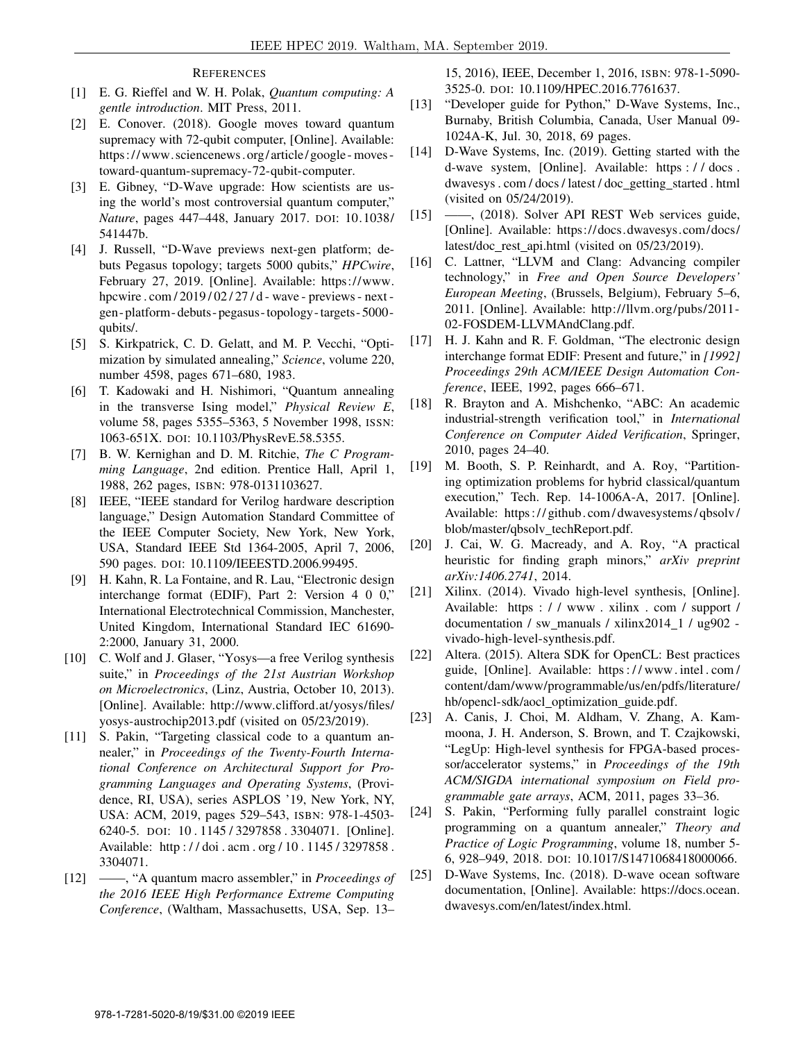## References

[1] E. G. Rieffel and W. H. Polak, *Quantum computing: A gentle introduction*. MIT Press, 2011.

[2] E. Conover. (2018). Google moves toward quantum supremacy with 72-qubit computer, [Online]. Available: https://www.sciencenews.org/article/google-moves-toward-quantum-supremacy-72-qubit-computer.

[3] E. Gibney, "D-Wave upgrade: How scientists are using the world's most controversial quantum computer," *Nature*, pages 447–448, January 2017. DOI: 10.1038/541447b.

[4] J. Russell, "D-Wave previews next-gen platform; debuts Pegasus topology; targets 5000 qubits," *HPCwire*, February 27, 2019. [Online]. Available: https://www.hpcwire.com/2019/02/27/d-wave-previews-next-gen-platform-debuts-pegasus-topology-targets-5000-qubits/.

[5] S. Kirkpatrick, C. D. Gelatt, and M. P. Vecchi, "Optimization by simulated annealing," *Science*, volume 220, number 4598, pages 671–680, 1983.

[6] T. Kadowaki and H. Nishimori, "Quantum annealing in the transverse Ising model," *Physical Review E*, volume 58, pages 5355–5363, 5 November 1998, ISSN: 1063-651X. DOI: 10.1103/PhysRevE.58.5355.

[7] B. W. Kernighan and D. M. Ritchie, *The C Programming Language*, 2nd edition. Prentice Hall, April 1, 1988, 262 pages, ISBN: 978-0131103627.

[8] IEEE, "IEEE standard for Verilog hardware description language," Design Automation Standard Committee of the IEEE Computer Society, New York, New York, USA, Standard IEEE Std 1364-2005, April 7, 2006, 590 pages. DOI: 10.1109/IEEESTD.2006.99495.

[9] H. Kahn, R. La Fontaine, and R. Lau, "Electronic design interchange format (EDIF), Part 2: Version 4 0 0," International Electrotechnical Commission, Manchester, United Kingdom, International Standard IEC 61690-2:2000, January 31, 2000.

[10] C. Wolf and J. Glaser, "Yosys—a free Verilog synthesis suite," in *Proceedings of the 21st Austrian Workshop on Microelectronics*, (Linz, Austria, October 10, 2013). [Online]. Available: http://www.clifford.at/yosys/files/yosys-austrochip2013.pdf (visited on 05/23/2019).

[11] S. Pakin, "Targeting classical code to a quantum annealer," in *Proceedings of the Twenty-Fourth International Conference on Architectural Support for Programming Languages and Operating Systems*, (Providence, RI, USA), series ASPLOS '19, New York, NY, USA: ACM, 2019, pages 529–543, ISBN: 978-1-4503-6240-5. DOI: 10.1145/3297858.3304071. [Online]. Available: http://doi.acm.org/10.1145/3297858.3304071.

[12] ——, "A quantum macro assembler," in *Proceedings of the 2016 IEEE High Performance Extreme Computing Conference*, (Waltham, Massachusetts, USA, Sep. 13–15, 2016), IEEE, December 1, 2016, ISBN: 978-1-5090-3525-0. DOI: 10.1109/HPEC.2016.7761637.

[13] "Developer guide for Python," D-Wave Systems, Inc., Burnaby, British Columbia, Canada, User Manual 09-1024A-K, Jul. 30, 2018, 69 pages.

[14] D-Wave Systems, Inc. (2019). Getting started with the d-wave system, [Online]. Available: https://docs.dwavesys.com/docs/latest/doc_getting_started.html (visited on 05/24/2019).

[15] ——, (2018). Solver API REST Web services guide, [Online]. Available: https://docs.dwavesys.com/docs/latest/doc_rest_api.html (visited on 05/23/2019).

[16] C. Lattner, "LLVM and Clang: Advancing compiler technology," in *Free and Open Source Developers' European Meeting*, (Brussels, Belgium), February 5–6, 2011. [Online]. Available: http://llvm.org/pubs/2011-02-FOSDEM-LLVMAndClang.pdf.

[17] H. J. Kahn and R. F. Goldman, "The electronic design interchange format EDIF: Present and future," in *[1992] Proceedings 29th ACM/IEEE Design Automation Conference*, IEEE, 1992, pages 666–671.

[18] R. Brayton and A. Mishchenko, "ABC: An academic industrial-strength verification tool," in *International Conference on Computer Aided Verification*, Springer, 2010, pages 24–40.

[19] M. Booth, S. P. Reinhardt, and A. Roy, "Partitioning optimization problems for hybrid classical/quantum execution," Tech. Rep. 14-1006A-A, 2017. [Online]. Available: https://github.com/dwavesystems/qbsolv/blob/master/qbsolv_techReport.pdf.

[20] J. Cai, W. G. Macready, and A. Roy, "A practical heuristic for finding graph minors," *arXiv preprint arXiv:1406.2741*, 2014.

[21] Xilinx. (2014). Vivado high-level synthesis, [Online]. Available: https://www.xilinx.com/support/documentation/sw_manuals/xilinx2014_1/ug902-vivado-high-level-synthesis.pdf.

[22] Altera. (2015). Altera SDK for OpenCL: Best practices guide, [Online]. Available: https://www.intel.com/content/dam/www/programmable/us/en/pdfs/literature/hb/opencl-sdk/aocl_optimization_guide.pdf.

[23] A. Canis, J. Choi, M. Aldham, V. Zhang, A. Kammoona, J. H. Anderson, S. Brown, and T. Czajkowski, "LegUp: High-level synthesis for FPGA-based processor/accelerator systems," in *Proceedings of the 19th ACM/SIGDA international symposium on Field programmable gate arrays*, ACM, 2011, pages 33–36.

[24] S. Pakin, "Performing fully parallel constraint logic programming on a quantum annealer," *Theory and Practice of Logic Programming*, volume 18, number 5-6, 928–949, 2018. DOI: 10.1017/S1471068418000066.

[25] D-Wave Systems, Inc. (2018). D-wave software documentation, [Online]. Available: https://docs.ocean.dwavesys.com/en/latest/index.html.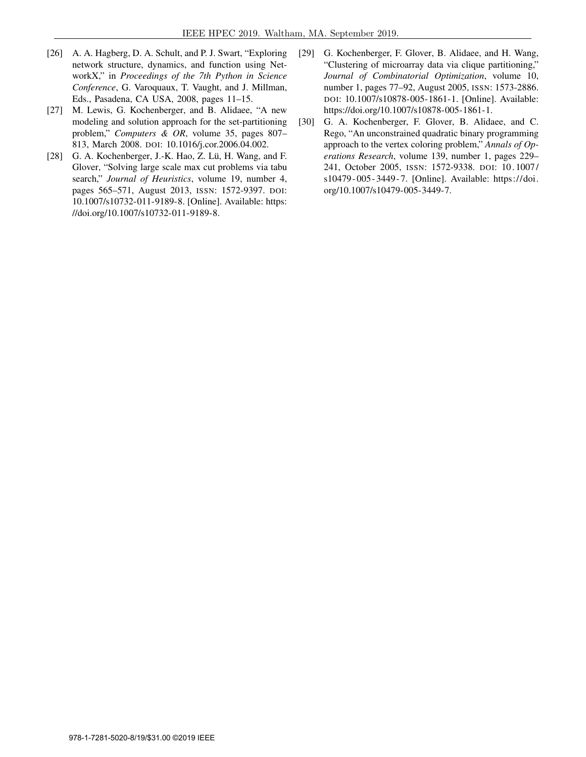[26] A. A. Hagberg, D. A. Schult, and P. J. Swart, "Exploring network structure, dynamics, and function using NetworkX," in *Proceedings of the 7th Python in Science Conference*, G. Varoquaux, T. Vaught, and J. Millman, Eds., Pasadena, CA USA, 2008, pages 11–15.

[27] M. Lewis, G. Kochenberger, and B. Alidaee, "A new modeling and solution approach for the set-partitioning problem," *Computers & OR*, volume 35, pages 807–813, March 2008. DOI: 10.1016/j.cor.2006.04.002.

[28] G. A. Kochenberger, J.-K. Hao, Z. Lü, H. Wang, and F. Glover, "Solving large scale max cut problems via tabu search," *Journal of Heuristics*, volume 19, number 4, pages 565–571, August 2013, ISSN: 1572-9397. DOI: 10.1007/s10732-011-9189-8. [Online]. Available: https://doi.org/10.1007/s10732-011-9189-8.

[29] G. Kochenberger, F. Glover, B. Alidaee, and H. Wang, "Clustering of microarray data via clique partitioning," *Journal of Combinatorial Optimization*, volume 10, number 1, pages 77–92, August 2005, ISSN: 1573-2886. DOI: 10.1007/s10878-005-1861-1. [Online]. Available: https://doi.org/10.1007/s10878-005-1861-1.

[30] G. A. Kochenberger, F. Glover, B. Alidaee, and C. Rego, "An unconstrained quadratic binary programming approach to the vertex coloring problem," *Annals of Operations Research*, volume 139, number 1, pages 229–241, October 2005, ISSN: 1572-9338. DOI: 10.1007/s10479-005-3449-7. [Online]. Available: https://doi.org/10.1007/s10479-005-3449-7.